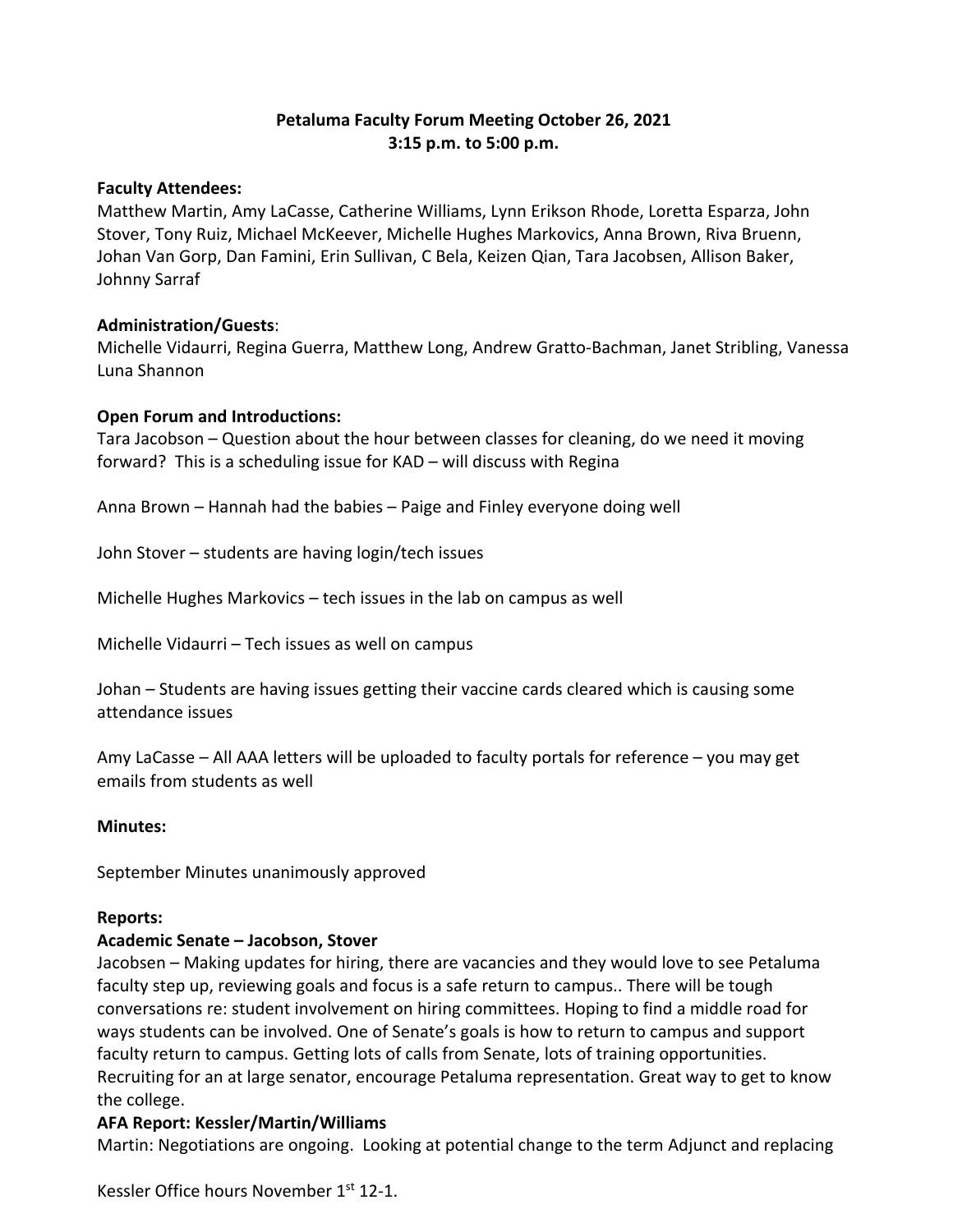# Petaluma Faculty Forum Meeting October 26, 2021
## 3:15 p.m. to 5:00 p.m.

**Faculty Attendees:**
Matthew Martin, Amy LaCasse, Catherine Williams, Lynn Erikson Rhode, Loretta Esparza, John Stover, Tony Ruiz, Michael McKeever, Michelle Hughes Markovics, Anna Brown, Riva Bruenn, Johan Van Gorp, Dan Famini, Erin Sullivan, C Bela, Keizen Qian, Tara Jacobsen, Allison Baker, Johnny Sarraf

**Administration/Guests**:
Michelle Vidaurri, Regina Guerra, Matthew Long, Andrew Gratto-Bachman, Janet Stribling, Vanessa Luna Shannon

**Open Forum and Introductions:**

Tara Jacobson – Question about the hour between classes for cleaning, do we need it moving forward? This is a scheduling issue for KAD – will discuss with Regina

Anna Brown – Hannah had the babies – Paige and Finley everyone doing well

John Stover – students are having login/tech issues

Michelle Hughes Markovics – tech issues in the lab on campus as well

Michelle Vidaurri – Tech issues as well on campus

Johan – Students are having issues getting their vaccine cards cleared which is causing some attendance issues

Amy LaCasse – All AAA letters will be uploaded to faculty portals for reference – you may get emails from students as well

**Minutes:**

September Minutes unanimously approved

**Reports:**

**Academic Senate – Jacobson, Stover**

Jacobsen – Making updates for hiring, there are vacancies and they would love to see Petaluma faculty step up, reviewing goals and focus is a safe return to campus.. There will be tough conversations re: student involvement on hiring committees. Hoping to find a middle road for ways students can be involved. One of Senate's goals is how to return to campus and support faculty return to campus. Getting lots of calls from Senate, lots of training opportunities. Recruiting for an at large senator, encourage Petaluma representation. Great way to get to know the college.

**AFA Report: Kessler/Martin/Williams**

Martin: Negotiations are ongoing. Looking at potential change to the term Adjunct and replacing

Kessler Office hours November 1st 12-1.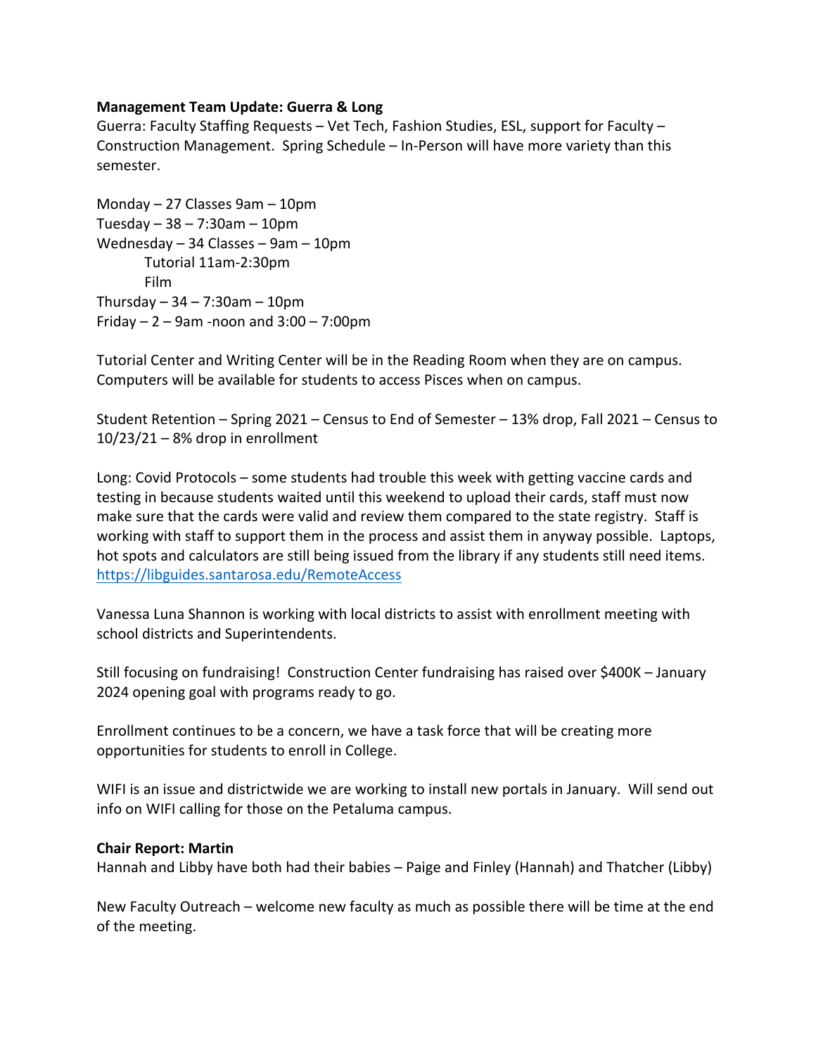**Management Team Update: Guerra & Long**

Guerra: Faculty Staffing Requests – Vet Tech, Fashion Studies, ESL, support for Faculty – Construction Management. Spring Schedule – In-Person will have more variety than this semester.

Monday – 27 Classes 9am – 10pm
Tuesday – 38 – 7:30am – 10pm
Wednesday – 34 Classes – 9am – 10pm
    Tutorial 11am-2:30pm
    Film
Thursday – 34 – 7:30am – 10pm
Friday – 2 – 9am -noon and 3:00 – 7:00pm

Tutorial Center and Writing Center will be in the Reading Room when they are on campus. Computers will be available for students to access Pisces when on campus.

Student Retention – Spring 2021 – Census to End of Semester – 13% drop, Fall 2021 – Census to 10/23/21 – 8% drop in enrollment

Long: Covid Protocols – some students had trouble this week with getting vaccine cards and testing in because students waited until this weekend to upload their cards, staff must now make sure that the cards were valid and review them compared to the state registry. Staff is working with staff to support them in the process and assist them in anyway possible. Laptops, hot spots and calculators are still being issued from the library if any students still need items. https://libguides.santarosa.edu/RemoteAccess

Vanessa Luna Shannon is working with local districts to assist with enrollment meeting with school districts and Superintendents.

Still focusing on fundraising! Construction Center fundraising has raised over $400K – January 2024 opening goal with programs ready to go.

Enrollment continues to be a concern, we have a task force that will be creating more opportunities for students to enroll in College.

WIFI is an issue and districtwide we are working to install new portals in January. Will send out info on WIFI calling for those on the Petaluma campus.

**Chair Report: Martin**

Hannah and Libby have both had their babies – Paige and Finley (Hannah) and Thatcher (Libby)

New Faculty Outreach – welcome new faculty as much as possible there will be time at the end of the meeting.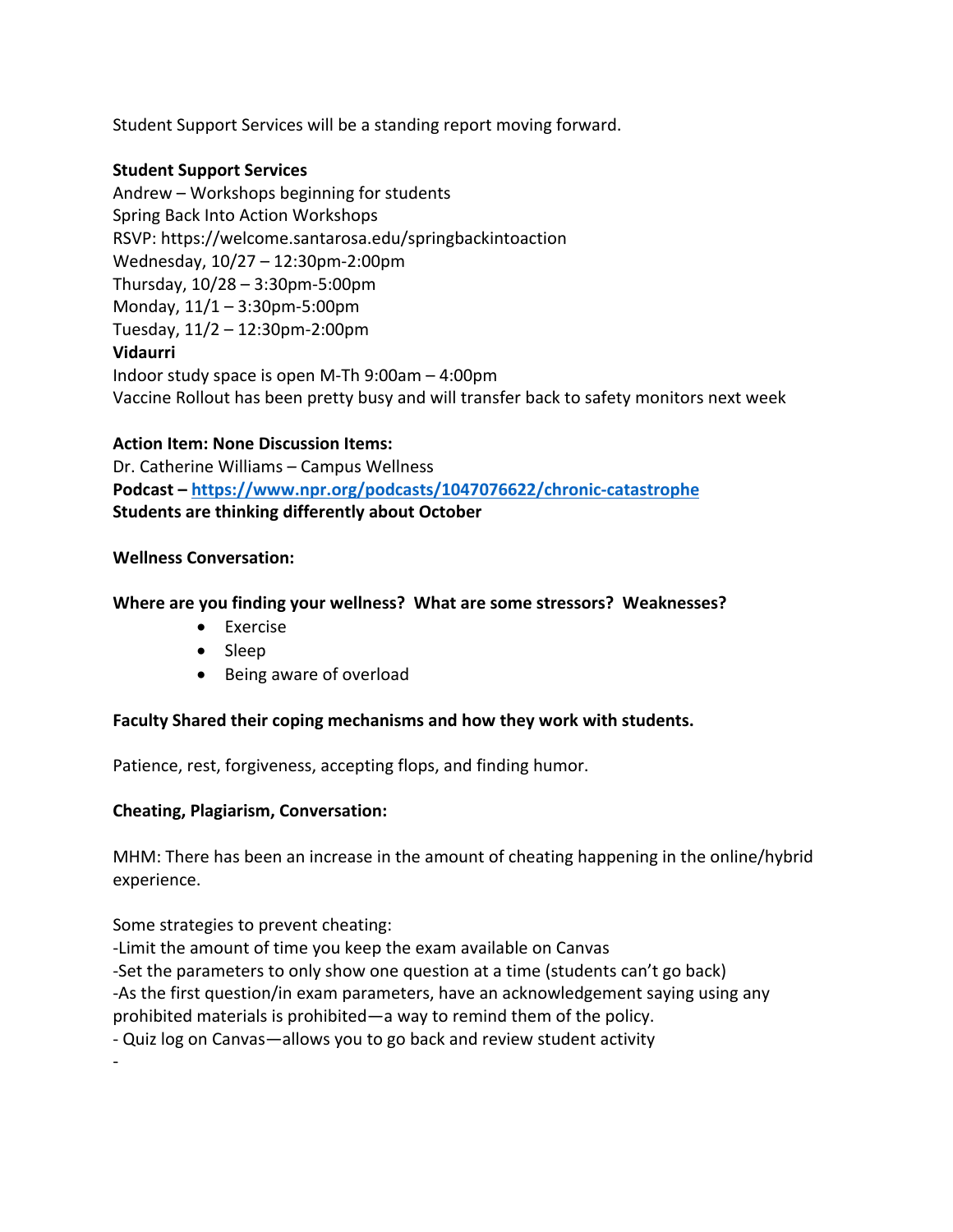Student Support Services will be a standing report moving forward.

**Student Support Services**
Andrew – Workshops beginning for students
Spring Back Into Action Workshops
RSVP: https://welcome.santarosa.edu/springbackintoaction
Wednesday, 10/27 – 12:30pm-2:00pm
Thursday, 10/28 – 3:30pm-5:00pm
Monday, 11/1 – 3:30pm-5:00pm
Tuesday, 11/2 – 12:30pm-2:00pm
**Vidaurri**
Indoor study space is open M-Th 9:00am – 4:00pm
Vaccine Rollout has been pretty busy and will transfer back to safety monitors next week

**Action Item: None Discussion Items:**
Dr. Catherine Williams – Campus Wellness
**Podcast – https://www.npr.org/podcasts/1047076622/chronic-catastrophe**
**Students are thinking differently about October**

**Wellness Conversation:**

**Where are you finding your wellness? What are some stressors? Weaknesses?**

- Exercise
- Sleep
- Being aware of overload

**Faculty Shared their coping mechanisms and how they work with students.**

Patience, rest, forgiveness, accepting flops, and finding humor.

**Cheating, Plagiarism, Conversation:**

MHM: There has been an increase in the amount of cheating happening in the online/hybrid experience.

Some strategies to prevent cheating:
-Limit the amount of time you keep the exam available on Canvas
-Set the parameters to only show one question at a time (students can't go back)
-As the first question/in exam parameters, have an acknowledgement saying using any prohibited materials is prohibited—a way to remind them of the policy.
- Quiz log on Canvas—allows you to go back and review student activity
-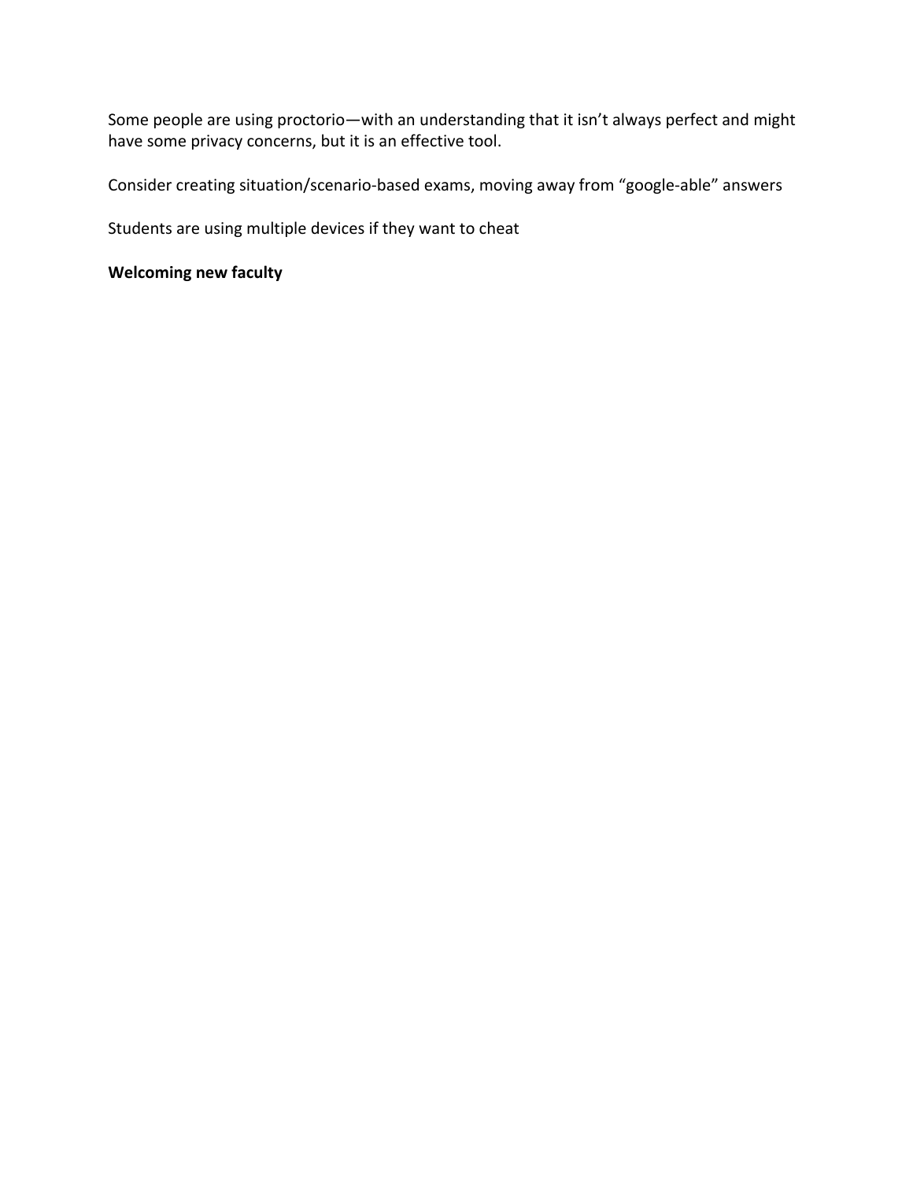Some people are using proctorio—with an understanding that it isn't always perfect and might have some privacy concerns, but it is an effective tool.

Consider creating situation/scenario-based exams, moving away from "google-able" answers

Students are using multiple devices if they want to cheat

**Welcoming new faculty**